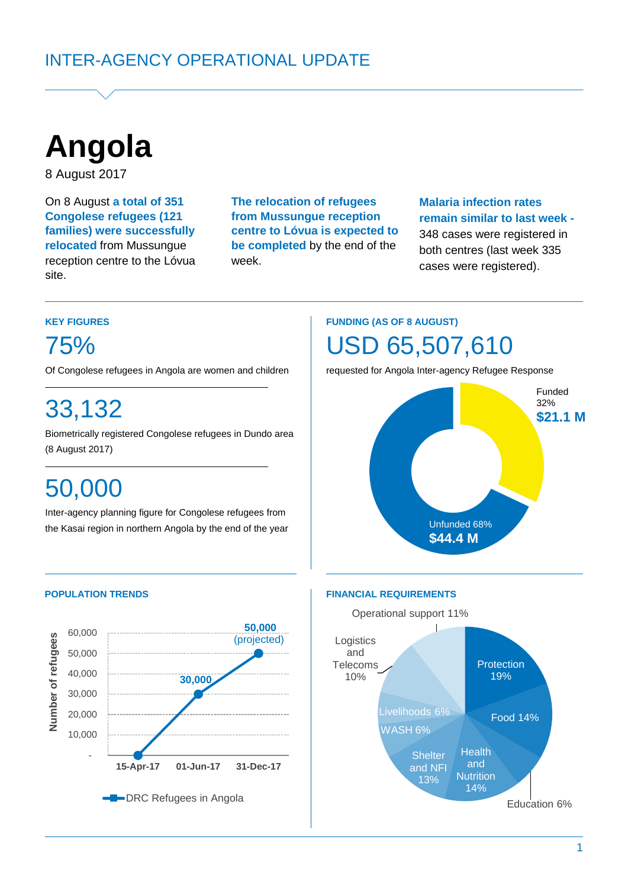INTER-AGENCY OPERATIONAL UPDATE

# Angola

8 August 2017

On 8 August **a total of 351 Congolese refugees (121 families) were successfully relocated** from Mussungue reception centre to the Lóvua site.

**The relocation of refugees from Mussungue reception centre to Lóvua is expected to be completed** by the end of the week.

**Malaria infection rates remain similar to last week -** 348 cases were registered in both centres (last week 335 cases were registered).

## KEY FIGURES

**75%**

Of Congolese refugees in Angola are women and children

**33,132**

Biometrically registered Congolese refugees in Dundo area (8 August 2017)

**50,000**

Inter-agency planning figure for Congolese refugees from the Kasai region in northern Angola by the end of the year

## FUNDING (AS OF 8 AUGUST)

**USD 65,507,610**

requested for Angola Inter-agency Refugee Response

Funded 32% **$21.1 M**

Unfunded 68% **$44.4 M**

## POPULATION TRENDS

Number of refugees — DRC Refugees in Angola

| Date | Refugees |
|---|---|
| 15-Apr-17 | - |
| 01-Jun-17 | 30,000 |
| 31-Dec-17 | 50,000 (projected) |

## FINANCIAL REQUIREMENTS

| Sector | Share |
|---|---|
| Protection | 19% |
| Food | 14% |
| Education | 6% |
| Health and Nutrition | 14% |
| Shelter and NFI | 13% |
| WASH | 6% |
| Livelihoods | 6% |
| Logistics and Telecoms | 10% |
| Operational support | 11% |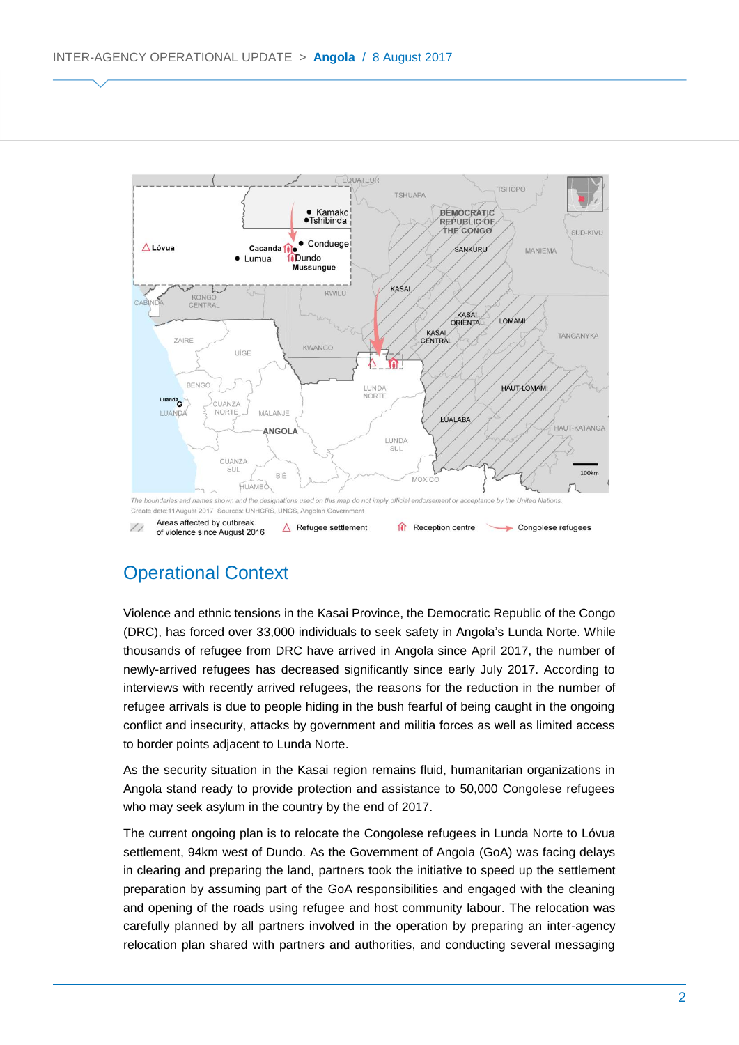The boundaries and names shown and the designations used on this map do not imply official endorsement or acceptance by the United Nations.
Create date:11 August 2017 Sources: UNHCRS, UNCS, Angolan Government

Areas affected by outbreak of violence since August 2016 | Refugee settlement | Reception centre | Congolese refugees

## Operational Context

Violence and ethnic tensions in the Kasai Province, the Democratic Republic of the Congo (DRC), has forced over 33,000 individuals to seek safety in Angola's Lunda Norte. While thousands of refugee from DRC have arrived in Angola since April 2017, the number of newly-arrived refugees has decreased significantly since early July 2017. According to interviews with recently arrived refugees, the reasons for the reduction in the number of refugee arrivals is due to people hiding in the bush fearful of being caught in the ongoing conflict and insecurity, attacks by government and militia forces as well as limited access to border points adjacent to Lunda Norte.

As the security situation in the Kasai region remains fluid, humanitarian organizations in Angola stand ready to provide protection and assistance to 50,000 Congolese refugees who may seek asylum in the country by the end of 2017.

The current ongoing plan is to relocate the Congolese refugees in Lunda Norte to Lóvua settlement, 94km west of Dundo. As the Government of Angola (GoA) was facing delays in clearing and preparing the land, partners took the initiative to speed up the settlement preparation by assuming part of the GoA responsibilities and engaged with the cleaning and opening of the roads using refugee and host community labour. The relocation was carefully planned by all partners involved in the operation by preparing an inter-agency relocation plan shared with partners and authorities, and conducting several messaging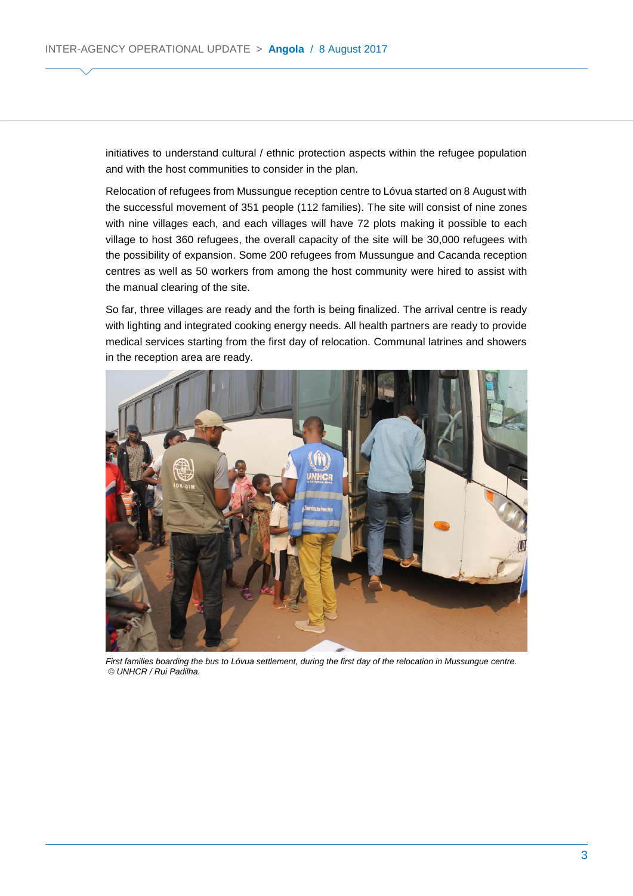initiatives to understand cultural / ethnic protection aspects within the refugee population and with the host communities to consider in the plan.

Relocation of refugees from Mussungue reception centre to Lóvua started on 8 August with the successful movement of 351 people (112 families). The site will consist of nine zones with nine villages each, and each villages will have 72 plots making it possible to each village to host 360 refugees, the overall capacity of the site will be 30,000 refugees with the possibility of expansion. Some 200 refugees from Mussungue and Cacanda reception centres as well as 50 workers from among the host community were hired to assist with the manual clearing of the site.

So far, three villages are ready and the forth is being finalized. The arrival centre is ready with lighting and integrated cooking energy needs. All health partners are ready to provide medical services starting from the first day of relocation. Communal latrines and showers in the reception area are ready.

*First families boarding the bus to Lóvua settlement, during the first day of the relocation in Mussungue centre. © UNHCR / Rui Padilha.*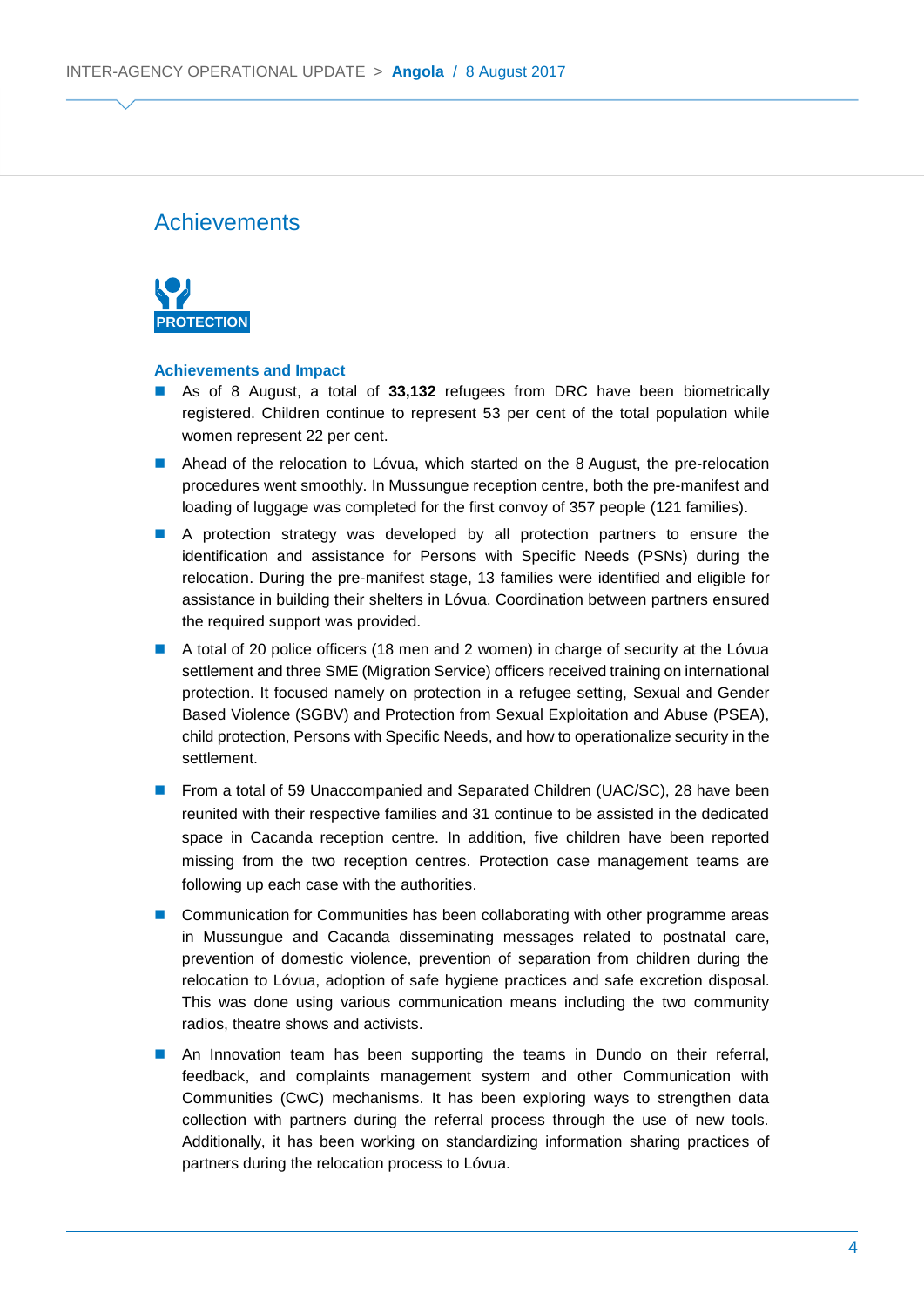## Achievements

**PROTECTION**

### Achievements and Impact

- As of 8 August, a total of **33,132** refugees from DRC have been biometrically registered. Children continue to represent 53 per cent of the total population while women represent 22 per cent.
- Ahead of the relocation to Lóvua, which started on the 8 August, the pre-relocation procedures went smoothly. In Mussungue reception centre, both the pre-manifest and loading of luggage was completed for the first convoy of 357 people (121 families).
- A protection strategy was developed by all protection partners to ensure the identification and assistance for Persons with Specific Needs (PSNs) during the relocation. During the pre-manifest stage, 13 families were identified and eligible for assistance in building their shelters in Lóvua. Coordination between partners ensured the required support was provided.
- A total of 20 police officers (18 men and 2 women) in charge of security at the Lóvua settlement and three SME (Migration Service) officers received training on international protection. It focused namely on protection in a refugee setting, Sexual and Gender Based Violence (SGBV) and Protection from Sexual Exploitation and Abuse (PSEA), child protection, Persons with Specific Needs, and how to operationalize security in the settlement.
- From a total of 59 Unaccompanied and Separated Children (UAC/SC), 28 have been reunited with their respective families and 31 continue to be assisted in the dedicated space in Cacanda reception centre. In addition, five children have been reported missing from the two reception centres. Protection case management teams are following up each case with the authorities.
- Communication for Communities has been collaborating with other programme areas in Mussungue and Cacanda disseminating messages related to postnatal care, prevention of domestic violence, prevention of separation from children during the relocation to Lóvua, adoption of safe hygiene practices and safe excretion disposal. This was done using various communication means including the two community radios, theatre shows and activists.
- An Innovation team has been supporting the teams in Dundo on their referral, feedback, and complaints management system and other Communication with Communities (CwC) mechanisms. It has been exploring ways to strengthen data collection with partners during the referral process through the use of new tools. Additionally, it has been working on standardizing information sharing practices of partners during the relocation process to Lóvua.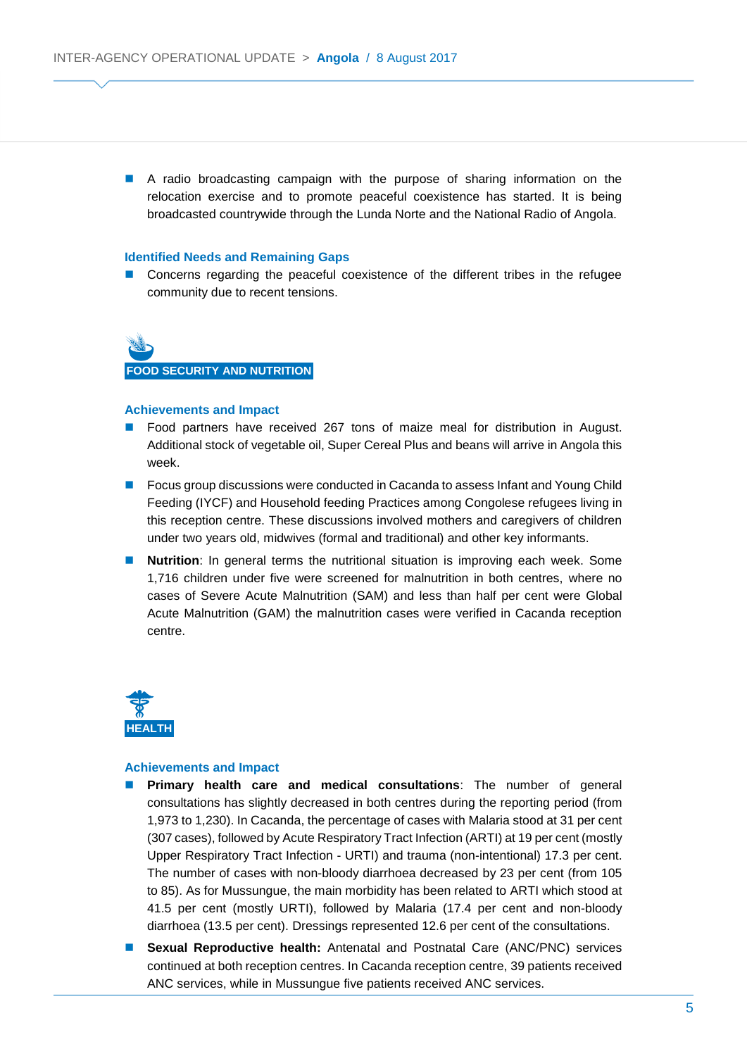- A radio broadcasting campaign with the purpose of sharing information on the relocation exercise and to promote peaceful coexistence has started. It is being broadcasted countrywide through the Lunda Norte and the National Radio of Angola.

### Identified Needs and Remaining Gaps

- Concerns regarding the peaceful coexistence of the different tribes in the refugee community due to recent tensions.

## FOOD SECURITY AND NUTRITION

### Achievements and Impact

- Food partners have received 267 tons of maize meal for distribution in August. Additional stock of vegetable oil, Super Cereal Plus and beans will arrive in Angola this week.
- Focus group discussions were conducted in Cacanda to assess Infant and Young Child Feeding (IYCF) and Household feeding Practices among Congolese refugees living in this reception centre. These discussions involved mothers and caregivers of children under two years old, midwives (formal and traditional) and other key informants.
- **Nutrition**: In general terms the nutritional situation is improving each week. Some 1,716 children under five were screened for malnutrition in both centres, where no cases of Severe Acute Malnutrition (SAM) and less than half per cent were Global Acute Malnutrition (GAM) the malnutrition cases were verified in Cacanda reception centre.

## HEALTH

### Achievements and Impact

- **Primary health care and medical consultations**: The number of general consultations has slightly decreased in both centres during the reporting period (from 1,973 to 1,230). In Cacanda, the percentage of cases with Malaria stood at 31 per cent (307 cases), followed by Acute Respiratory Tract Infection (ARTI) at 19 per cent (mostly Upper Respiratory Tract Infection - URTI) and trauma (non-intentional) 17.3 per cent. The number of cases with non-bloody diarrhoea decreased by 23 per cent (from 105 to 85). As for Mussungue, the main morbidity has been related to ARTI which stood at 41.5 per cent (mostly URTI), followed by Malaria (17.4 per cent and non-bloody diarrhoea (13.5 per cent). Dressings represented 12.6 per cent of the consultations.
- **Sexual Reproductive health:** Antenatal and Postnatal Care (ANC/PNC) services continued at both reception centres. In Cacanda reception centre, 39 patients received ANC services, while in Mussungue five patients received ANC services.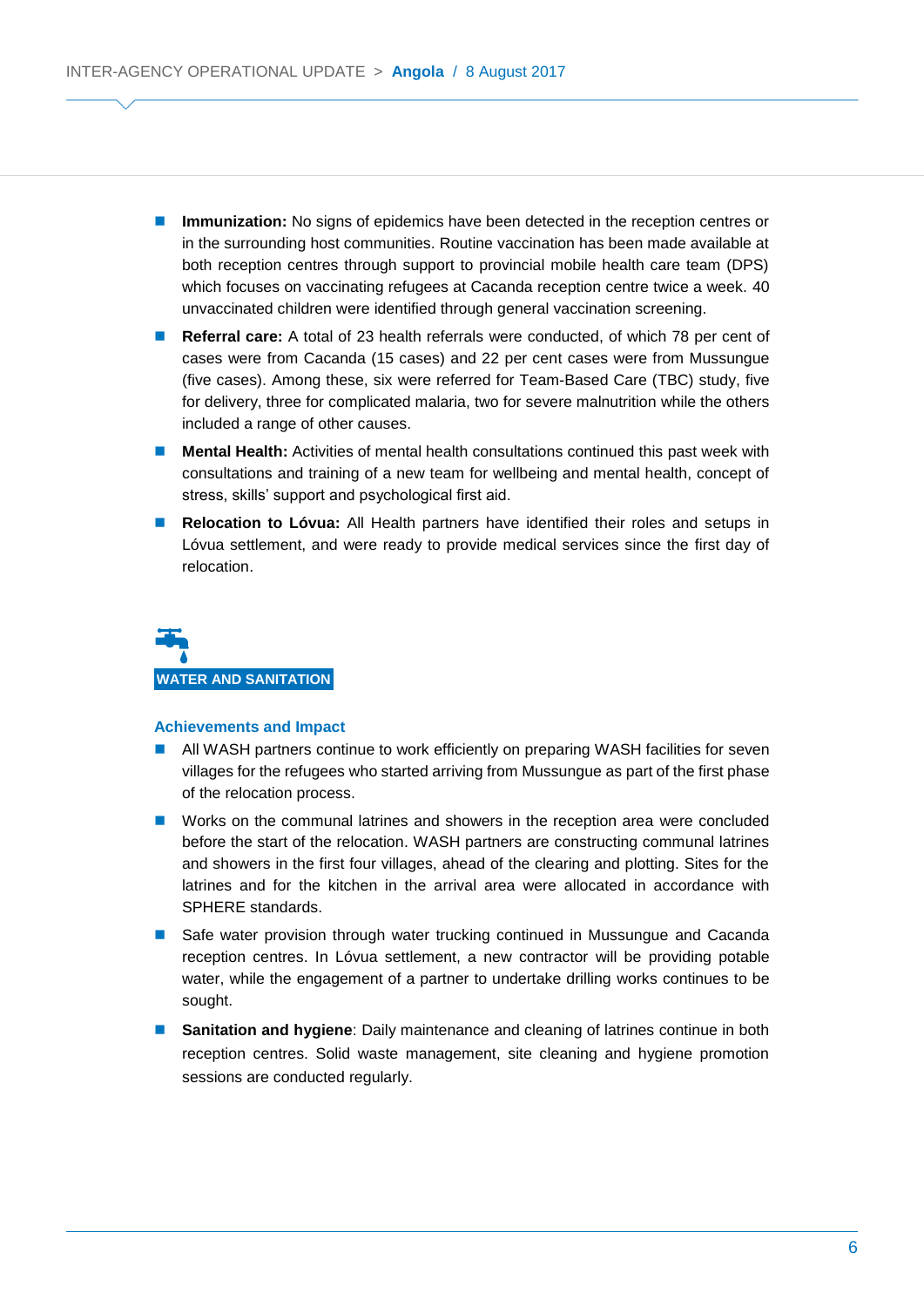- **Immunization:** No signs of epidemics have been detected in the reception centres or in the surrounding host communities. Routine vaccination has been made available at both reception centres through support to provincial mobile health care team (DPS) which focuses on vaccinating refugees at Cacanda reception centre twice a week. 40 unvaccinated children were identified through general vaccination screening.
- **Referral care:** A total of 23 health referrals were conducted, of which 78 per cent of cases were from Cacanda (15 cases) and 22 per cent cases were from Mussungue (five cases). Among these, six were referred for Team-Based Care (TBC) study, five for delivery, three for complicated malaria, two for severe malnutrition while the others included a range of other causes.
- **Mental Health:** Activities of mental health consultations continued this past week with consultations and training of a new team for wellbeing and mental health, concept of stress, skills' support and psychological first aid.
- **Relocation to Lóvua:** All Health partners have identified their roles and setups in Lóvua settlement, and were ready to provide medical services since the first day of relocation.

## WATER AND SANITATION

### Achievements and Impact

- All WASH partners continue to work efficiently on preparing WASH facilities for seven villages for the refugees who started arriving from Mussungue as part of the first phase of the relocation process.
- Works on the communal latrines and showers in the reception area were concluded before the start of the relocation. WASH partners are constructing communal latrines and showers in the first four villages, ahead of the clearing and plotting. Sites for the latrines and for the kitchen in the arrival area were allocated in accordance with SPHERE standards.
- Safe water provision through water trucking continued in Mussungue and Cacanda reception centres. In Lóvua settlement, a new contractor will be providing potable water, while the engagement of a partner to undertake drilling works continues to be sought.
- **Sanitation and hygiene**: Daily maintenance and cleaning of latrines continue in both reception centres. Solid waste management, site cleaning and hygiene promotion sessions are conducted regularly.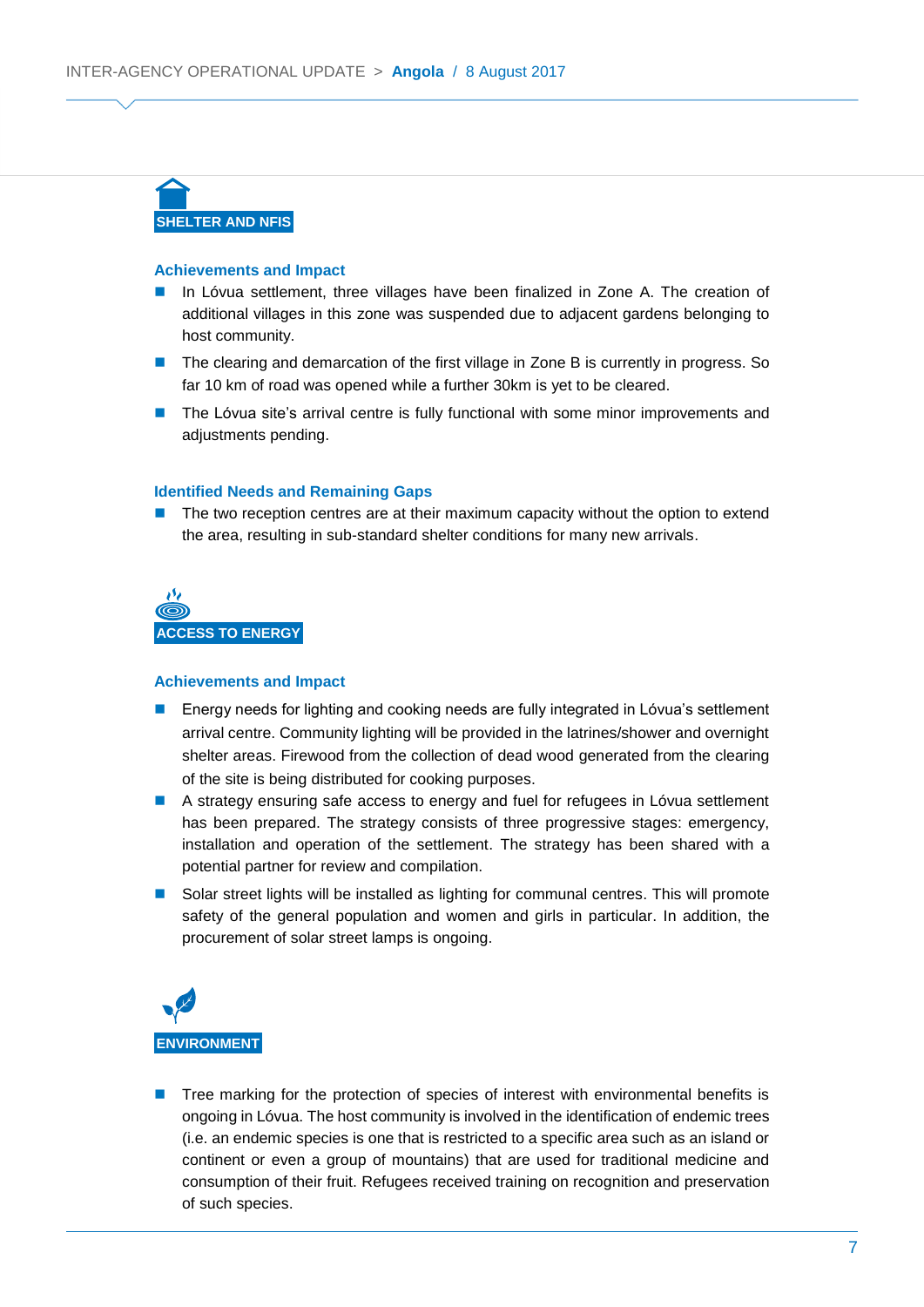## SHELTER AND NFIS

### Achievements and Impact

- In Lóvua settlement, three villages have been finalized in Zone A. The creation of additional villages in this zone was suspended due to adjacent gardens belonging to host community.
- The clearing and demarcation of the first village in Zone B is currently in progress. So far 10 km of road was opened while a further 30km is yet to be cleared.
- The Lóvua site's arrival centre is fully functional with some minor improvements and adjustments pending.

### Identified Needs and Remaining Gaps

- The two reception centres are at their maximum capacity without the option to extend the area, resulting in sub-standard shelter conditions for many new arrivals.

## ACCESS TO ENERGY

### Achievements and Impact

- Energy needs for lighting and cooking needs are fully integrated in Lóvua's settlement arrival centre. Community lighting will be provided in the latrines/shower and overnight shelter areas. Firewood from the collection of dead wood generated from the clearing of the site is being distributed for cooking purposes.
- A strategy ensuring safe access to energy and fuel for refugees in Lóvua settlement has been prepared. The strategy consists of three progressive stages: emergency, installation and operation of the settlement. The strategy has been shared with a potential partner for review and compilation.
- Solar street lights will be installed as lighting for communal centres. This will promote safety of the general population and women and girls in particular. In addition, the procurement of solar street lamps is ongoing.

## ENVIRONMENT

- Tree marking for the protection of species of interest with environmental benefits is ongoing in Lóvua. The host community is involved in the identification of endemic trees (i.e. an endemic species is one that is restricted to a specific area such as an island or continent or even a group of mountains) that are used for traditional medicine and consumption of their fruit. Refugees received training on recognition and preservation of such species.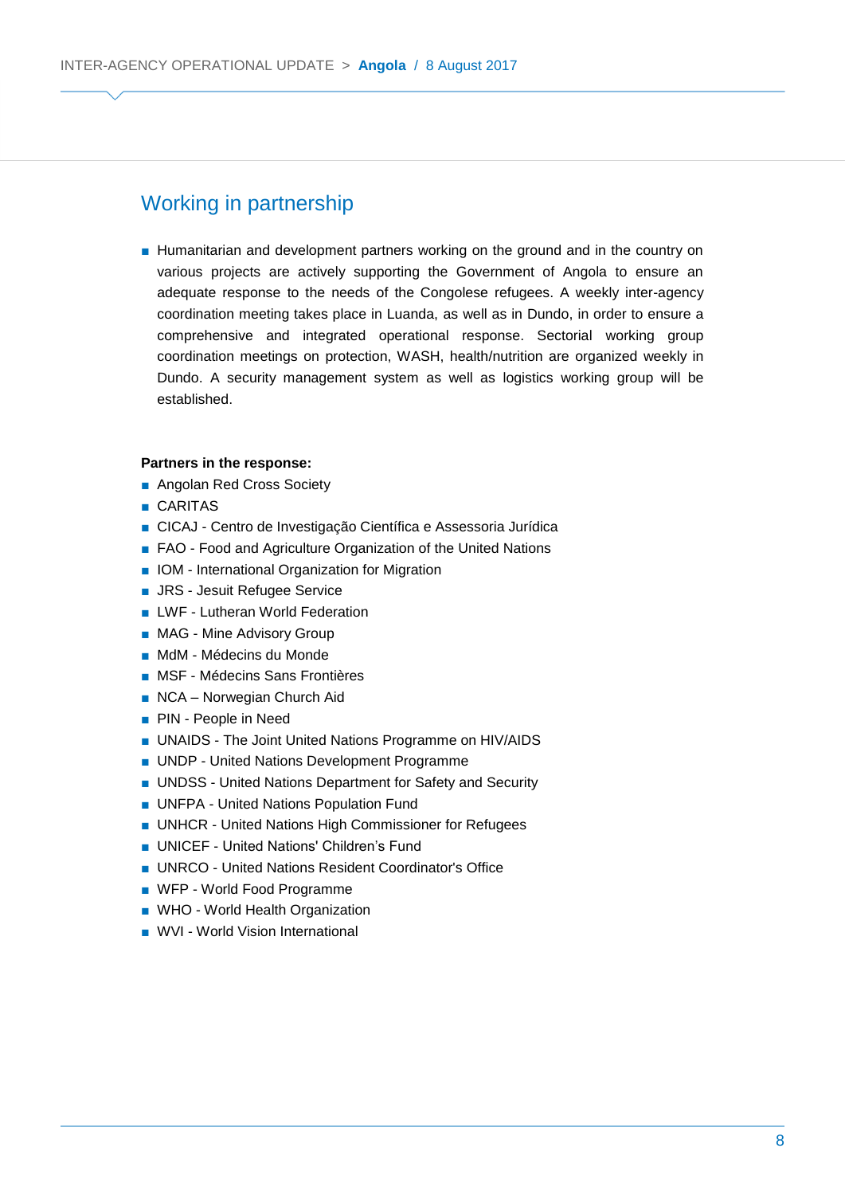## Working in partnership

- Humanitarian and development partners working on the ground and in the country on various projects are actively supporting the Government of Angola to ensure an adequate response to the needs of the Congolese refugees. A weekly inter-agency coordination meeting takes place in Luanda, as well as in Dundo, in order to ensure a comprehensive and integrated operational response. Sectorial working group coordination meetings on protection, WASH, health/nutrition are organized weekly in Dundo. A security management system as well as logistics working group will be established.

**Partners in the response:**

- Angolan Red Cross Society
- CARITAS
- CICAJ - Centro de Investigação Científica e Assessoria Jurídica
- FAO - Food and Agriculture Organization of the United Nations
- IOM - International Organization for Migration
- JRS - Jesuit Refugee Service
- LWF - Lutheran World Federation
- MAG - Mine Advisory Group
- MdM - Médecins du Monde
- MSF - Médecins Sans Frontières
- NCA – Norwegian Church Aid
- PIN - People in Need
- UNAIDS - The Joint United Nations Programme on HIV/AIDS
- UNDP - United Nations Development Programme
- UNDSS - United Nations Department for Safety and Security
- UNFPA - United Nations Population Fund
- UNHCR - United Nations High Commissioner for Refugees
- UNICEF - United Nations' Children's Fund
- UNRCO - United Nations Resident Coordinator's Office
- WFP - World Food Programme
- WHO - World Health Organization
- WVI - World Vision International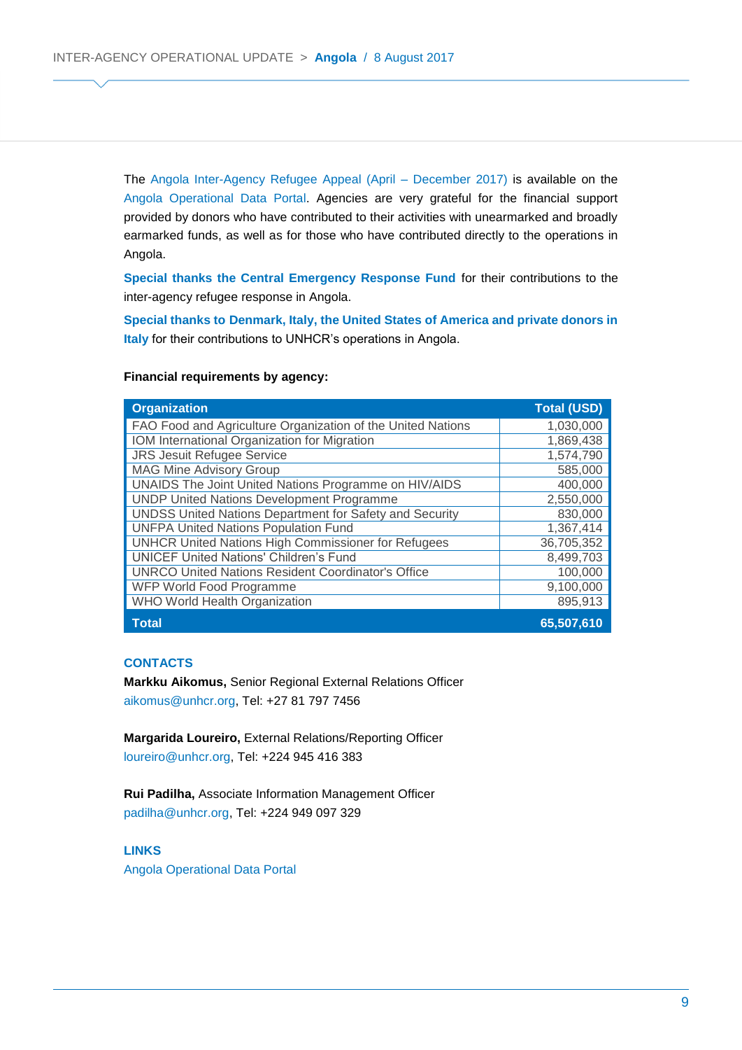The Angola Inter-Agency Refugee Appeal (April – December 2017) is available on the Angola Operational Data Portal. Agencies are very grateful for the financial support provided by donors who have contributed to their activities with unearmarked and broadly earmarked funds, as well as for those who have contributed directly to the operations in Angola.

**Special thanks the Central Emergency Response Fund** for their contributions to the inter-agency refugee response in Angola.

**Special thanks to Denmark, Italy, the United States of America and private donors in Italy** for their contributions to UNHCR's operations in Angola.

**Financial requirements by agency:**

| Organization | Total (USD) |
|---|---|
| FAO Food and Agriculture Organization of the United Nations | 1,030,000 |
| IOM International Organization for Migration | 1,869,438 |
| JRS Jesuit Refugee Service | 1,574,790 |
| MAG Mine Advisory Group | 585,000 |
| UNAIDS The Joint United Nations Programme on HIV/AIDS | 400,000 |
| UNDP United Nations Development Programme | 2,550,000 |
| UNDSS United Nations Department for Safety and Security | 830,000 |
| UNFPA United Nations Population Fund | 1,367,414 |
| UNHCR United Nations High Commissioner for Refugees | 36,705,352 |
| UNICEF United Nations' Children's Fund | 8,499,703 |
| UNRCO United Nations Resident Coordinator's Office | 100,000 |
| WFP World Food Programme | 9,100,000 |
| WHO World Health Organization | 895,913 |
| **Total** | **65,507,610** |

## CONTACTS

**Markku Aikomus,** Senior Regional External Relations Officer
aikomus@unhcr.org, Tel: +27 81 797 7456

**Margarida Loureiro,** External Relations/Reporting Officer
loureiro@unhcr.org, Tel: +224 945 416 383

**Rui Padilha,** Associate Information Management Officer
padilha@unhcr.org, Tel: +224 949 097 329

## LINKS

Angola Operational Data Portal